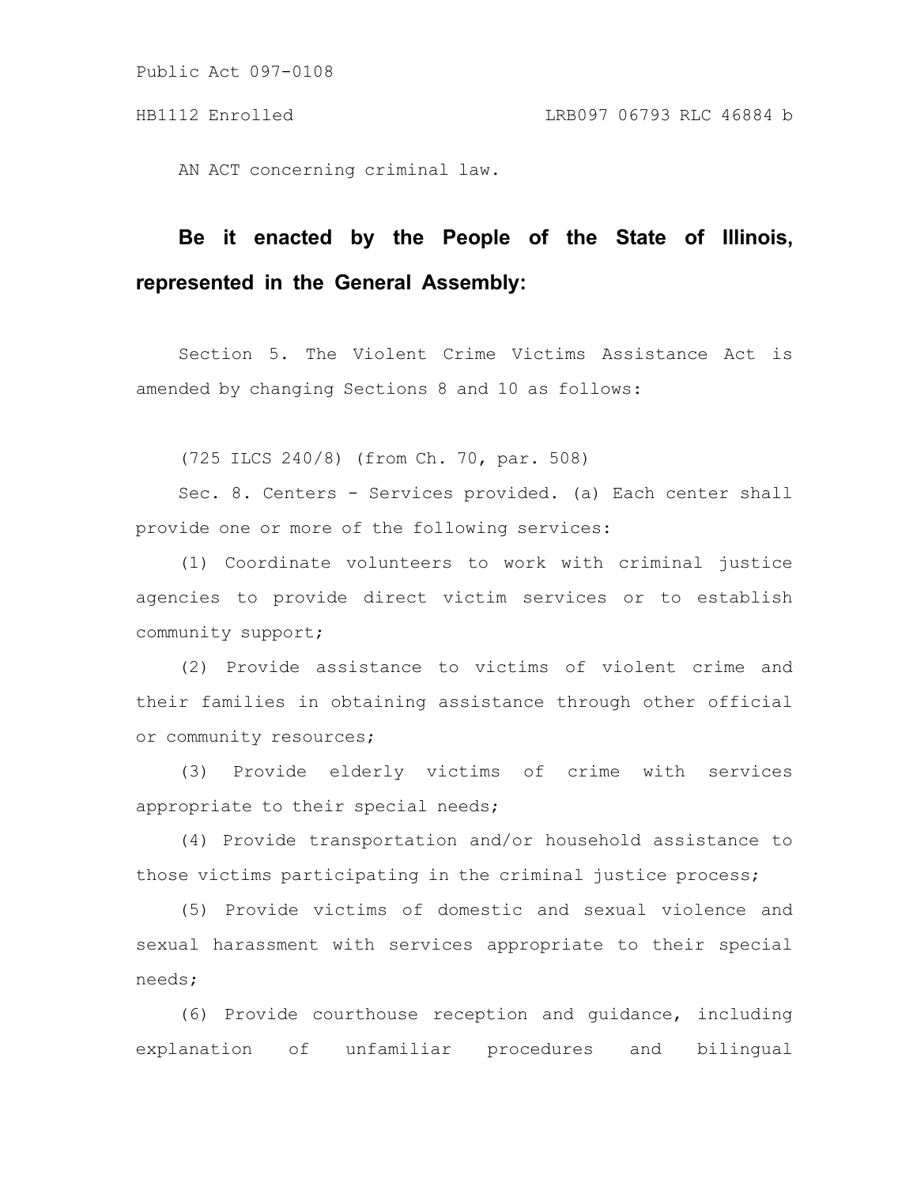Public Act 097-0108

HB1112 Enrolled LRB097 06793 RLC 46884 b

AN ACT concerning criminal law.

**Be it enacted by the People of the State of Illinois, represented in the General Assembly:**

Section 5. The Violent Crime Victims Assistance Act is amended by changing Sections 8 and 10 as follows:

(725 ILCS 240/8) (from Ch. 70, par. 508)

Sec. 8. Centers - Services provided. (a) Each center shall provide one or more of the following services:

(1) Coordinate volunteers to work with criminal justice agencies to provide direct victim services or to establish community support;

(2) Provide assistance to victims of violent crime and their families in obtaining assistance through other official or community resources;

(3) Provide elderly victims of crime with services appropriate to their special needs;

(4) Provide transportation and/or household assistance to those victims participating in the criminal justice process;

(5) Provide victims of domestic and sexual violence and sexual harassment with services appropriate to their special needs;

(6) Provide courthouse reception and guidance, including explanation of unfamiliar procedures and bilingual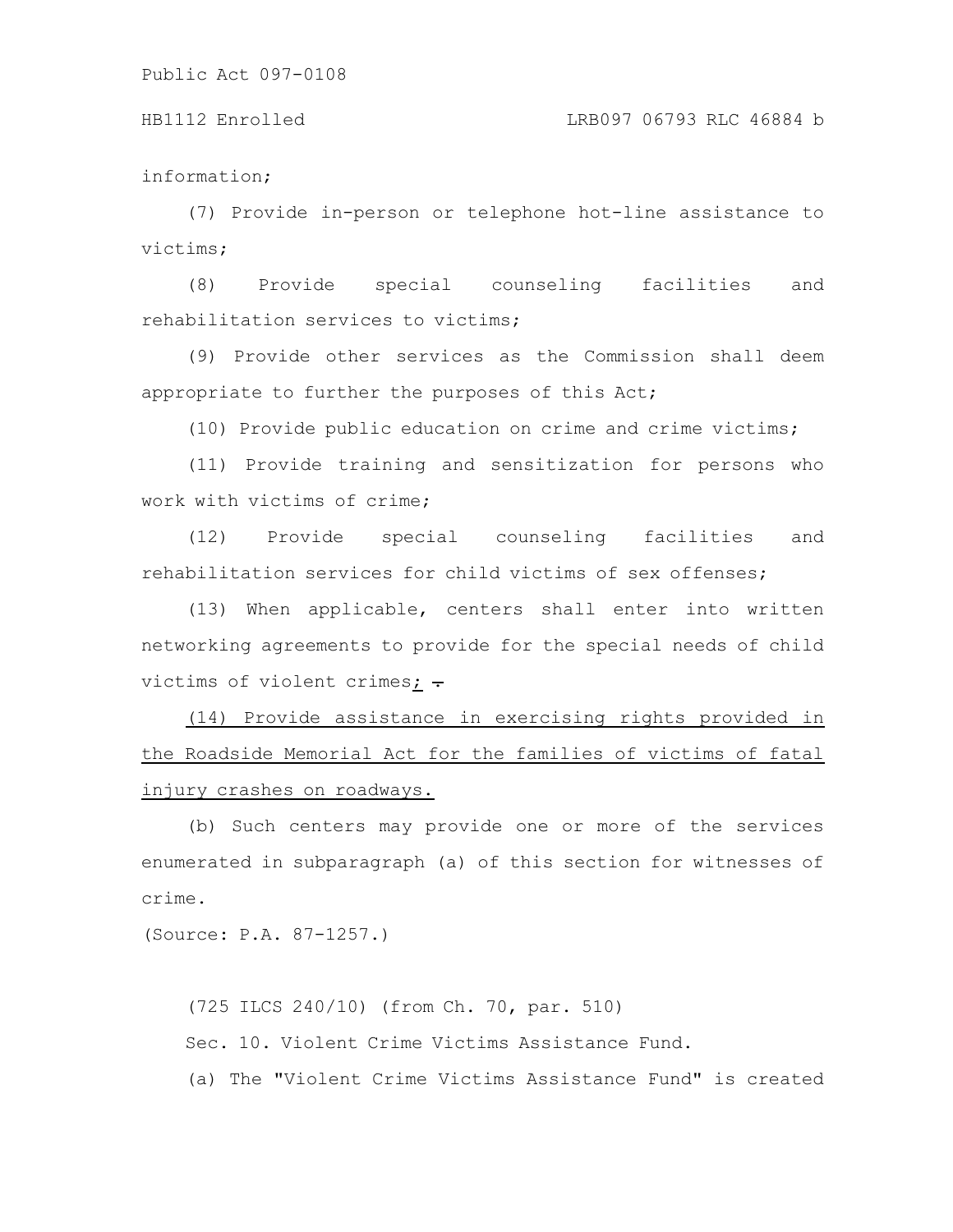information;

(7) Provide in-person or telephone hot-line assistance to victims;

(8) Provide special counseling facilities and rehabilitation services to victims;

(9) Provide other services as the Commission shall deem appropriate to further the purposes of this Act;

(10) Provide public education on crime and crime victims;

(11) Provide training and sensitization for persons who work with victims of crime;

(12) Provide special counseling facilities and rehabilitation services for child victims of sex offenses;

(13) When applicable, centers shall enter into written networking agreements to provide for the special needs of child victims of violent crimes; ~~.~~

(14) Provide assistance in exercising rights provided in the Roadside Memorial Act for the families of victims of fatal injury crashes on roadways.

(b) Such centers may provide one or more of the services enumerated in subparagraph (a) of this section for witnesses of crime.

(Source: P.A. 87-1257.)

(725 ILCS 240/10) (from Ch. 70, par. 510)

Sec. 10. Violent Crime Victims Assistance Fund.

(a) The "Violent Crime Victims Assistance Fund" is created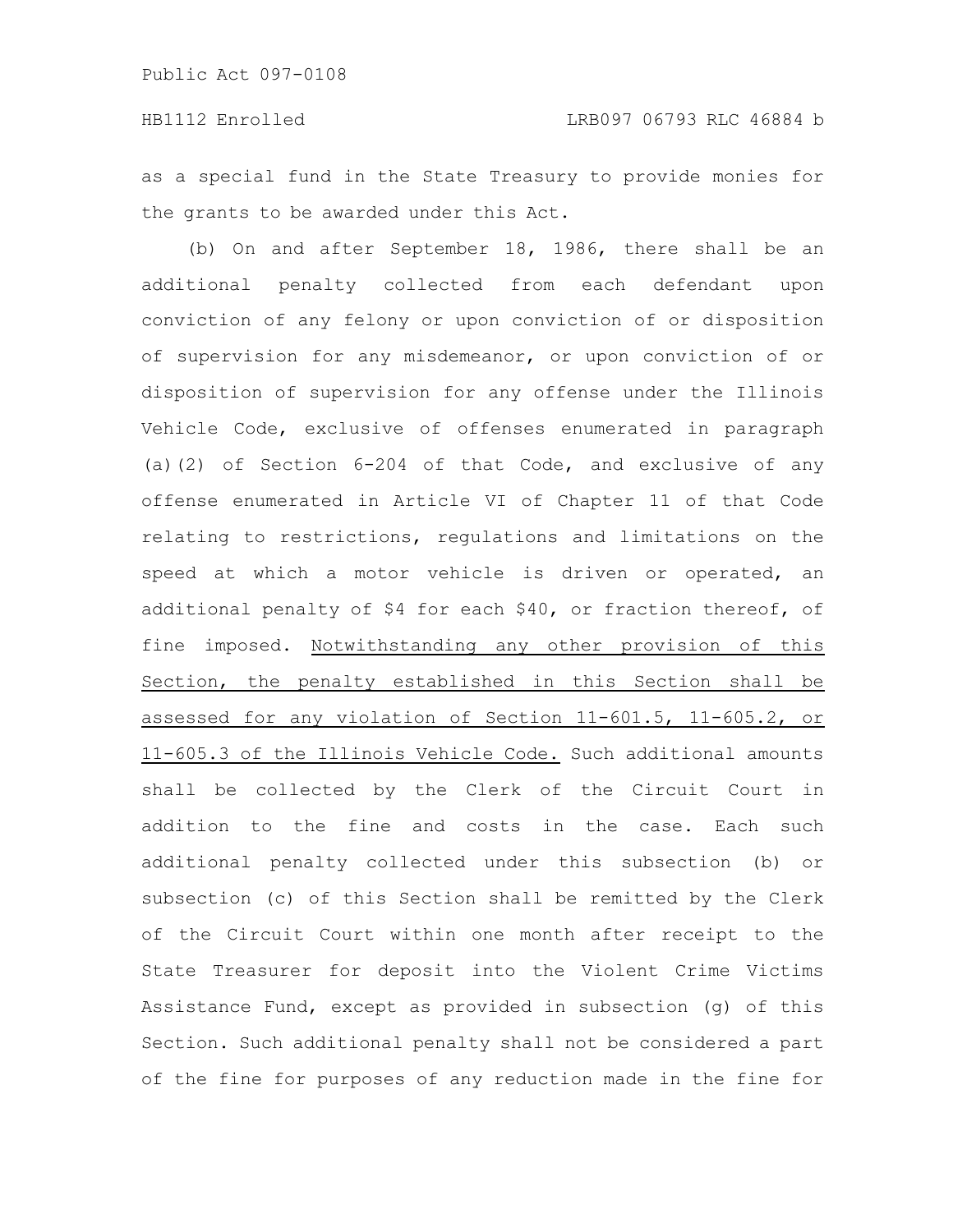as a special fund in the State Treasury to provide monies for the grants to be awarded under this Act.

(b) On and after September 18, 1986, there shall be an additional penalty collected from each defendant upon conviction of any felony or upon conviction of or disposition of supervision for any misdemeanor, or upon conviction of or disposition of supervision for any offense under the Illinois Vehicle Code, exclusive of offenses enumerated in paragraph (a)(2) of Section 6-204 of that Code, and exclusive of any offense enumerated in Article VI of Chapter 11 of that Code relating to restrictions, regulations and limitations on the speed at which a motor vehicle is driven or operated, an additional penalty of $4 for each $40, or fraction thereof, of fine imposed. <u>Notwithstanding any other provision of this Section, the penalty established in this Section shall be assessed for any violation of Section 11-601.5, 11-605.2, or 11-605.3 of the Illinois Vehicle Code.</u> Such additional amounts shall be collected by the Clerk of the Circuit Court in addition to the fine and costs in the case. Each such additional penalty collected under this subsection (b) or subsection (c) of this Section shall be remitted by the Clerk of the Circuit Court within one month after receipt to the State Treasurer for deposit into the Violent Crime Victims Assistance Fund, except as provided in subsection (g) of this Section. Such additional penalty shall not be considered a part of the fine for purposes of any reduction made in the fine for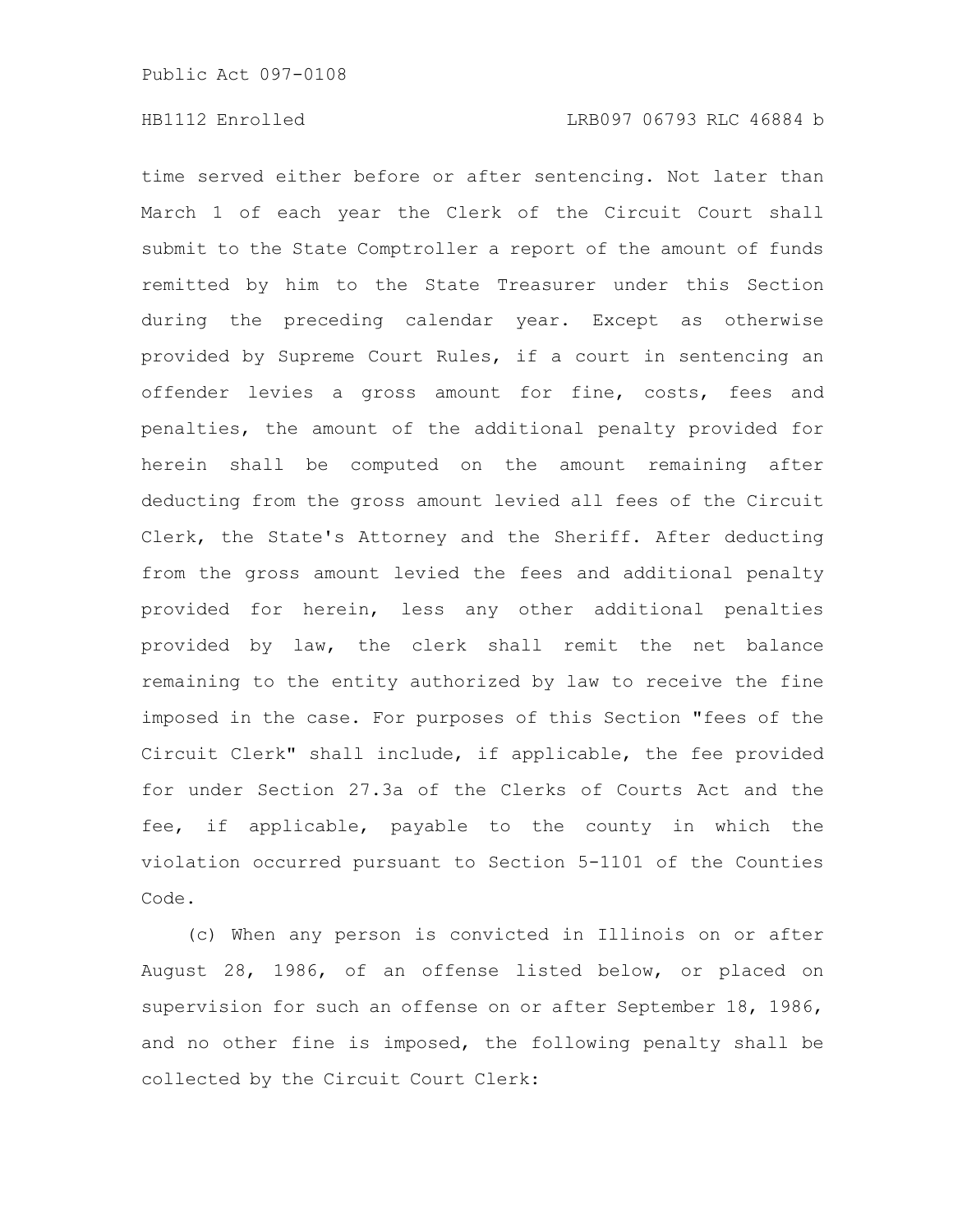time served either before or after sentencing. Not later than March 1 of each year the Clerk of the Circuit Court shall submit to the State Comptroller a report of the amount of funds remitted by him to the State Treasurer under this Section during the preceding calendar year. Except as otherwise provided by Supreme Court Rules, if a court in sentencing an offender levies a gross amount for fine, costs, fees and penalties, the amount of the additional penalty provided for herein shall be computed on the amount remaining after deducting from the gross amount levied all fees of the Circuit Clerk, the State's Attorney and the Sheriff. After deducting from the gross amount levied the fees and additional penalty provided for herein, less any other additional penalties provided by law, the clerk shall remit the net balance remaining to the entity authorized by law to receive the fine imposed in the case. For purposes of this Section "fees of the Circuit Clerk" shall include, if applicable, the fee provided for under Section 27.3a of the Clerks of Courts Act and the fee, if applicable, payable to the county in which the violation occurred pursuant to Section 5-1101 of the Counties Code.

(c) When any person is convicted in Illinois on or after August 28, 1986, of an offense listed below, or placed on supervision for such an offense on or after September 18, 1986, and no other fine is imposed, the following penalty shall be collected by the Circuit Court Clerk: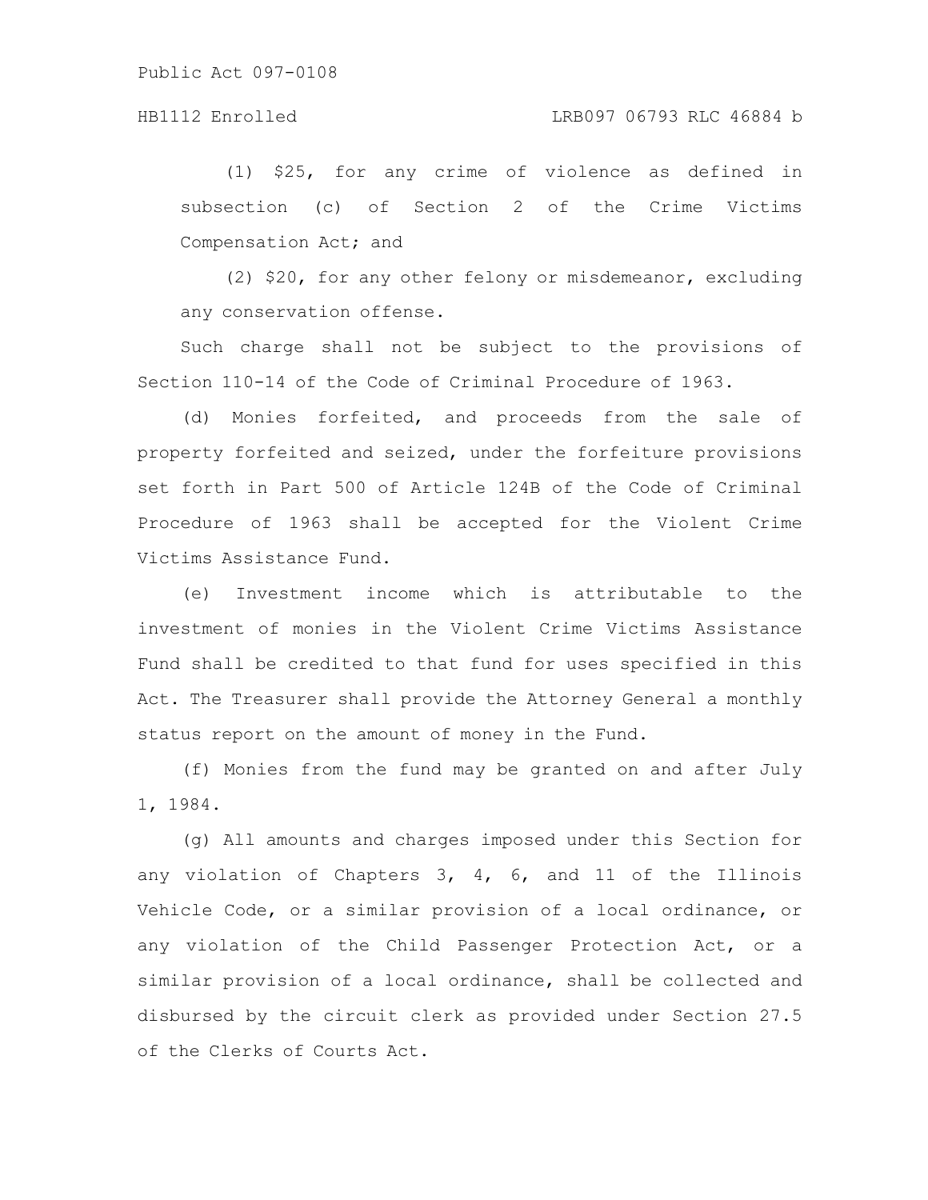(1) $25, for any crime of violence as defined in subsection (c) of Section 2 of the Crime Victims Compensation Act; and

(2) $20, for any other felony or misdemeanor, excluding any conservation offense.

Such charge shall not be subject to the provisions of Section 110-14 of the Code of Criminal Procedure of 1963.

(d) Monies forfeited, and proceeds from the sale of property forfeited and seized, under the forfeiture provisions set forth in Part 500 of Article 124B of the Code of Criminal Procedure of 1963 shall be accepted for the Violent Crime Victims Assistance Fund.

(e) Investment income which is attributable to the investment of monies in the Violent Crime Victims Assistance Fund shall be credited to that fund for uses specified in this Act. The Treasurer shall provide the Attorney General a monthly status report on the amount of money in the Fund.

(f) Monies from the fund may be granted on and after July 1, 1984.

(g) All amounts and charges imposed under this Section for any violation of Chapters 3, 4, 6, and 11 of the Illinois Vehicle Code, or a similar provision of a local ordinance, or any violation of the Child Passenger Protection Act, or a similar provision of a local ordinance, shall be collected and disbursed by the circuit clerk as provided under Section 27.5 of the Clerks of Courts Act.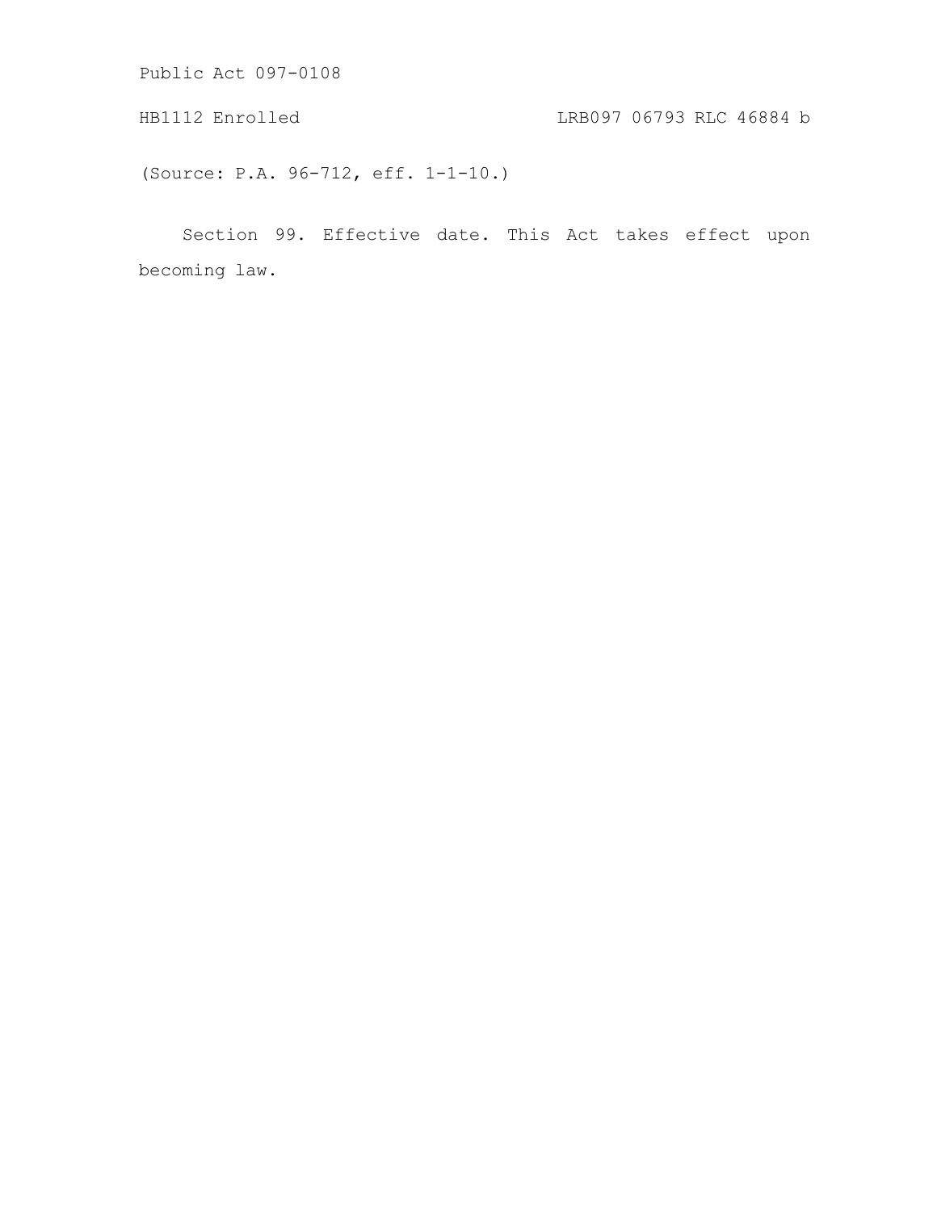(Source: P.A. 96-712, eff. 1-1-10.)

Section 99. Effective date. This Act takes effect upon becoming law.